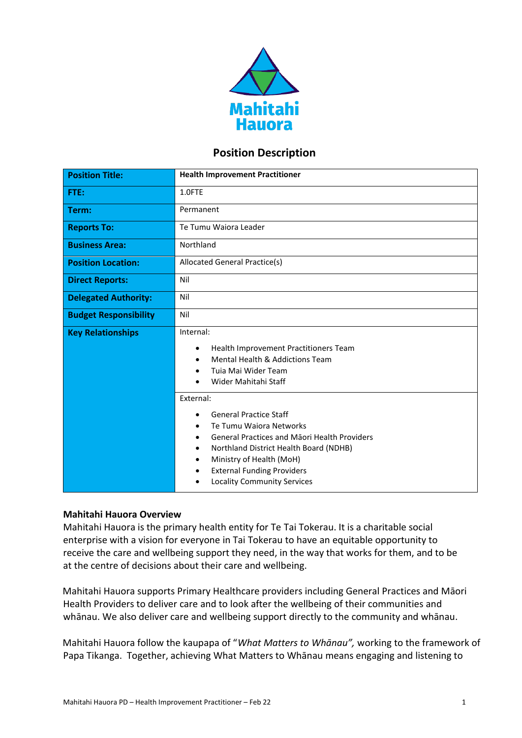Mahitahi Hauora

# Position Description

| Position Title: | Health Improvement Practitioner |
|---|---|
| FTE: | 1.0FTE |
| Term: | Permanent |
| Reports To: | Te Tumu Waiora Leader |
| Business Area: | Northland |
| Position Location: | Allocated General Practice(s) |
| Direct Reports: | Nil |
| Delegated Authority: | Nil |
| Budget Responsibility | Nil |
| Key Relationships | Internal:<br>• Health Improvement Practitioners Team<br>• Mental Health & Addictions Team<br>• Tuia Mai Wider Team<br>• Wider Mahitahi Staff |
| | External:<br>• General Practice Staff<br>• Te Tumu Waiora Networks<br>• General Practices and Māori Health Providers<br>• Northland District Health Board (NDHB)<br>• Ministry of Health (MoH)<br>• External Funding Providers<br>• Locality Community Services |

**Mahitahi Hauora Overview**

Mahitahi Hauora is the primary health entity for Te Tai Tokerau. It is a charitable social enterprise with a vision for everyone in Tai Tokerau to have an equitable opportunity to receive the care and wellbeing support they need, in the way that works for them, and to be at the centre of decisions about their care and wellbeing.

Mahitahi Hauora supports Primary Healthcare providers including General Practices and Māori Health Providers to deliver care and to look after the wellbeing of their communities and whānau. We also deliver care and wellbeing support directly to the community and whānau.

Mahitahi Hauora follow the kaupapa of "*What Matters to Whānau",* working to the framework of Papa Tikanga. Together, achieving What Matters to Whānau means engaging and listening to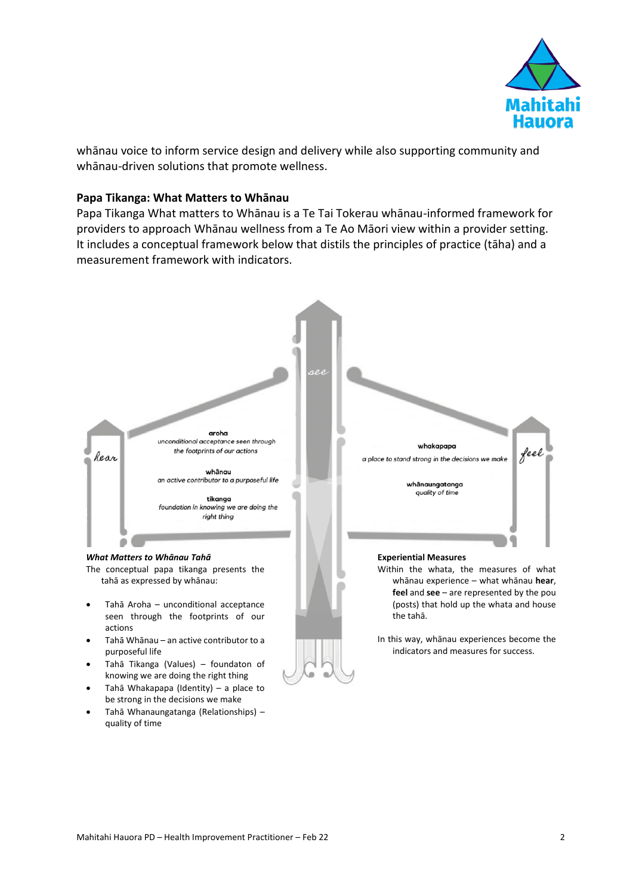whānau voice to inform service design and delivery while also supporting community and whānau-driven solutions that promote wellness.

**Papa Tikanga: What Matters to Whānau**

Papa Tikanga What matters to Whānau is a Te Tai Tokerau whānau-informed framework for providers to approach Whānau wellness from a Te Ao Māori view within a provider setting. It includes a conceptual framework below that distils the principles of practice (tāha) and a measurement framework with indicators.

hear

**aroha**
*unconditional acceptance seen through the footprints of our actions*

**whānau**
*an active contributor to a purposeful life*

**tikanga**
*foundation in knowing we are doing the right thing*

see

**whakapapa**
*a place to stand strong in the decisions we make*

**whānaungatanga**
*quality of time*

feel

***What Matters to Whānau Tahā***

The conceptual papa tikanga presents the tahā as expressed by whānau:

- Tahā Aroha – unconditional acceptance seen through the footprints of our actions
- Tahā Whānau – an active contributor to a purposeful life
- Tahā Tikanga (Values) – foundaton of knowing we are doing the right thing
- Tahā Whakapapa (Identity) – a place to be strong in the decisions we make
- Tahā Whanaungatanga (Relationships) – quality of time

**Experiential Measures**

Within the whata, the measures of what whānau experience – what whānau **hear**, **feel** and **see** – are represented by the pou (posts) that hold up the whata and house the tahā.

In this way, whānau experiences become the indicators and measures for success.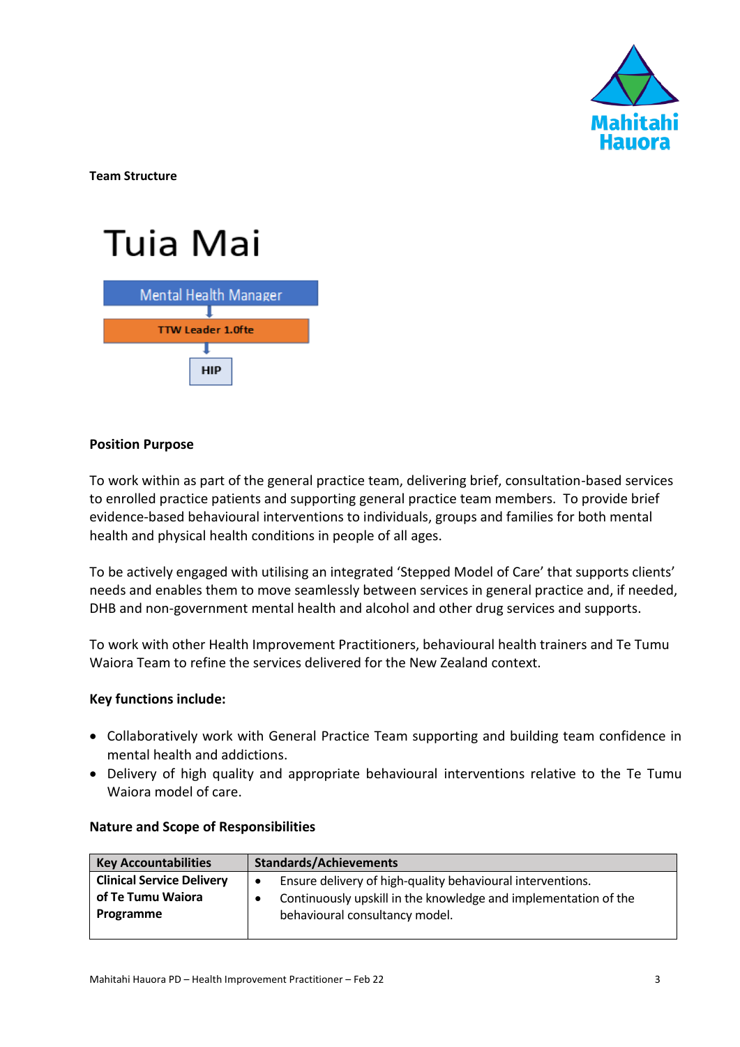**Team Structure**

Tuia Mai

Mental Health Manager

TTW Leader 1.0fte

HIP

**Position Purpose**

To work within as part of the general practice team, delivering brief, consultation-based services to enrolled practice patients and supporting general practice team members. To provide brief evidence-based behavioural interventions to individuals, groups and families for both mental health and physical health conditions in people of all ages.

To be actively engaged with utilising an integrated 'Stepped Model of Care' that supports clients' needs and enables them to move seamlessly between services in general practice and, if needed, DHB and non-government mental health and alcohol and other drug services and supports.

To work with other Health Improvement Practitioners, behavioural health trainers and Te Tumu Waiora Team to refine the services delivered for the New Zealand context.

**Key functions include:**

- Collaboratively work with General Practice Team supporting and building team confidence in mental health and addictions.
- Delivery of high quality and appropriate behavioural interventions relative to the Te Tumu Waiora model of care.

**Nature and Scope of Responsibilities**

| Key Accountabilities | Standards/Achievements |
| --- | --- |
| **Clinical Service Delivery of Te Tumu Waiora Programme** | • Ensure delivery of high-quality behavioural interventions.<br>• Continuously upskill in the knowledge and implementation of the behavioural consultancy model. |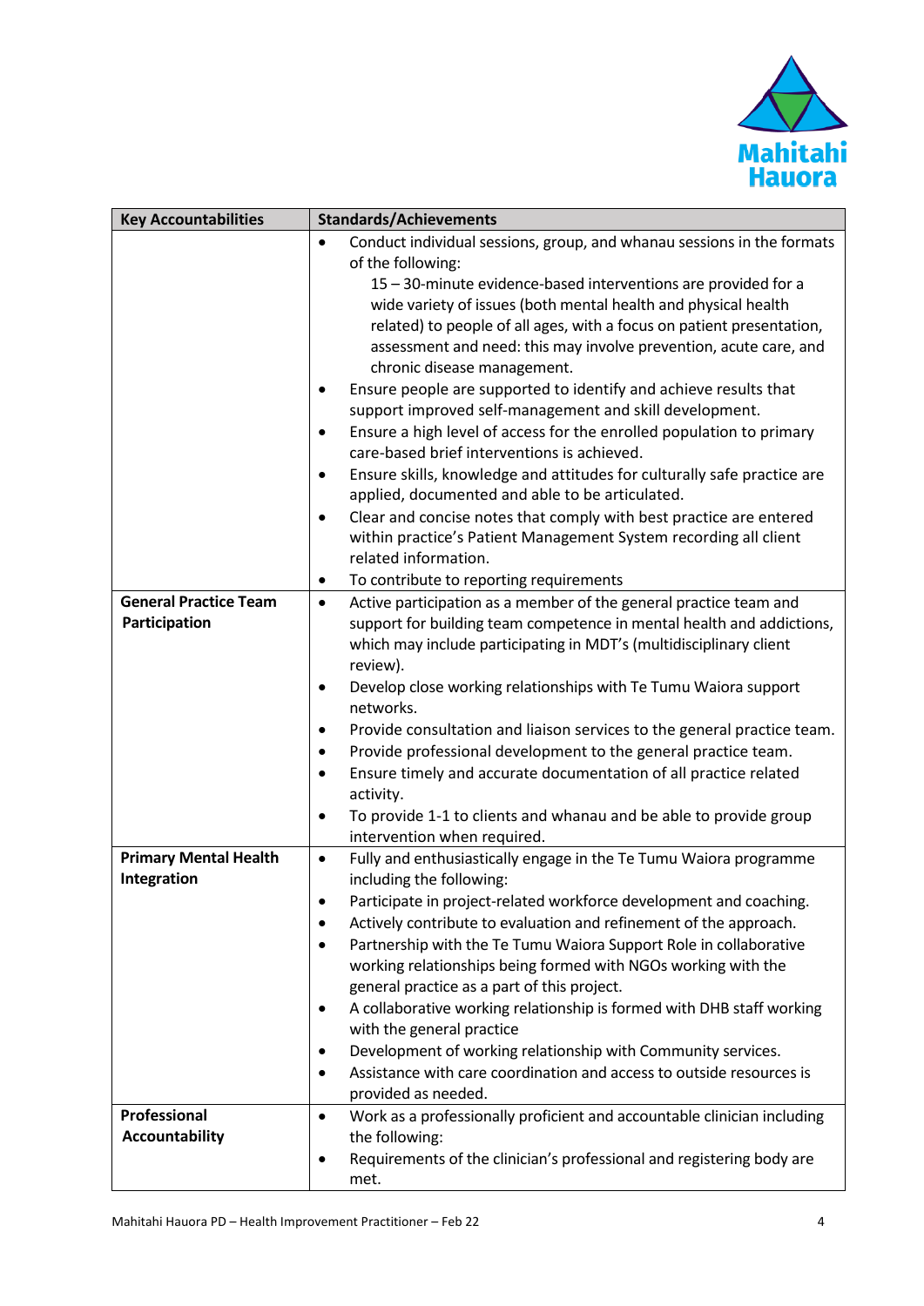| Key Accountabilities | Standards/Achievements |
|---|---|
| | • Conduct individual sessions, group, and whanau sessions in the formats of the following:<br>15 – 30-minute evidence-based interventions are provided for a wide variety of issues (both mental health and physical health related) to people of all ages, with a focus on patient presentation, assessment and need: this may involve prevention, acute care, and chronic disease management.<br>• Ensure people are supported to identify and achieve results that support improved self-management and skill development.<br>• Ensure a high level of access for the enrolled population to primary care-based brief interventions is achieved.<br>• Ensure skills, knowledge and attitudes for culturally safe practice are applied, documented and able to be articulated.<br>• Clear and concise notes that comply with best practice are entered within practice's Patient Management System recording all client related information.<br>• To contribute to reporting requirements |
| **General Practice Team Participation** | • Active participation as a member of the general practice team and support for building team competence in mental health and addictions, which may include participating in MDT's (multidisciplinary client review).<br>• Develop close working relationships with Te Tumu Waiora support networks.<br>• Provide consultation and liaison services to the general practice team.<br>• Provide professional development to the general practice team.<br>• Ensure timely and accurate documentation of all practice related activity.<br>• To provide 1-1 to clients and whanau and be able to provide group intervention when required. |
| **Primary Mental Health Integration** | • Fully and enthusiastically engage in the Te Tumu Waiora programme including the following:<br>• Participate in project-related workforce development and coaching.<br>• Actively contribute to evaluation and refinement of the approach.<br>• Partnership with the Te Tumu Waiora Support Role in collaborative working relationships being formed with NGOs working with the general practice as a part of this project.<br>• A collaborative working relationship is formed with DHB staff working with the general practice<br>• Development of working relationship with Community services.<br>• Assistance with care coordination and access to outside resources is provided as needed. |
| **Professional Accountability** | • Work as a professionally proficient and accountable clinician including the following:<br>• Requirements of the clinician's professional and registering body are met. |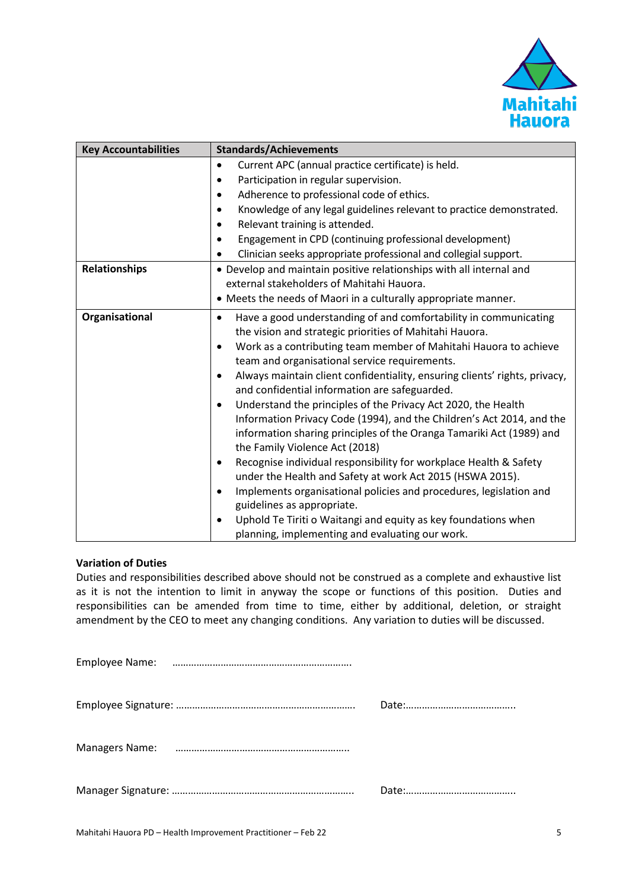| Key Accountabilities | Standards/Achievements |
|---|---|
| | • Current APC (annual practice certificate) is held.<br>• Participation in regular supervision.<br>• Adherence to professional code of ethics.<br>• Knowledge of any legal guidelines relevant to practice demonstrated.<br>• Relevant training is attended.<br>• Engagement in CPD (continuing professional development)<br>• Clinician seeks appropriate professional and collegial support. |
| **Relationships** | • Develop and maintain positive relationships with all internal and external stakeholders of Mahitahi Hauora.<br>• Meets the needs of Maori in a culturally appropriate manner. |
| **Organisational** | • Have a good understanding of and comfortability in communicating the vision and strategic priorities of Mahitahi Hauora.<br>• Work as a contributing team member of Mahitahi Hauora to achieve team and organisational service requirements.<br>• Always maintain client confidentiality, ensuring clients' rights, privacy, and confidential information are safeguarded.<br>• Understand the principles of the Privacy Act 2020, the Health Information Privacy Code (1994), and the Children's Act 2014, and the information sharing principles of the Oranga Tamariki Act (1989) and the Family Violence Act (2018)<br>• Recognise individual responsibility for workplace Health & Safety under the Health and Safety at work Act 2015 (HSWA 2015).<br>• Implements organisational policies and procedures, legislation and guidelines as appropriate.<br>• Uphold Te Tiriti o Waitangi and equity as key foundations when planning, implementing and evaluating our work. |

**Variation of Duties**

Duties and responsibilities described above should not be construed as a complete and exhaustive list as it is not the intention to limit in anyway the scope or functions of this position. Duties and responsibilities can be amended from time to time, either by additional, deletion, or straight amendment by the CEO to meet any changing conditions. Any variation to duties will be discussed.

Employee Name: ………………………………………………………….

Employee Signature: …………………………………………………………. Date:…………………………………..

Managers Name: ………………………………………………………..

Manager Signature: …………………………………………………………. Date:…………………………………..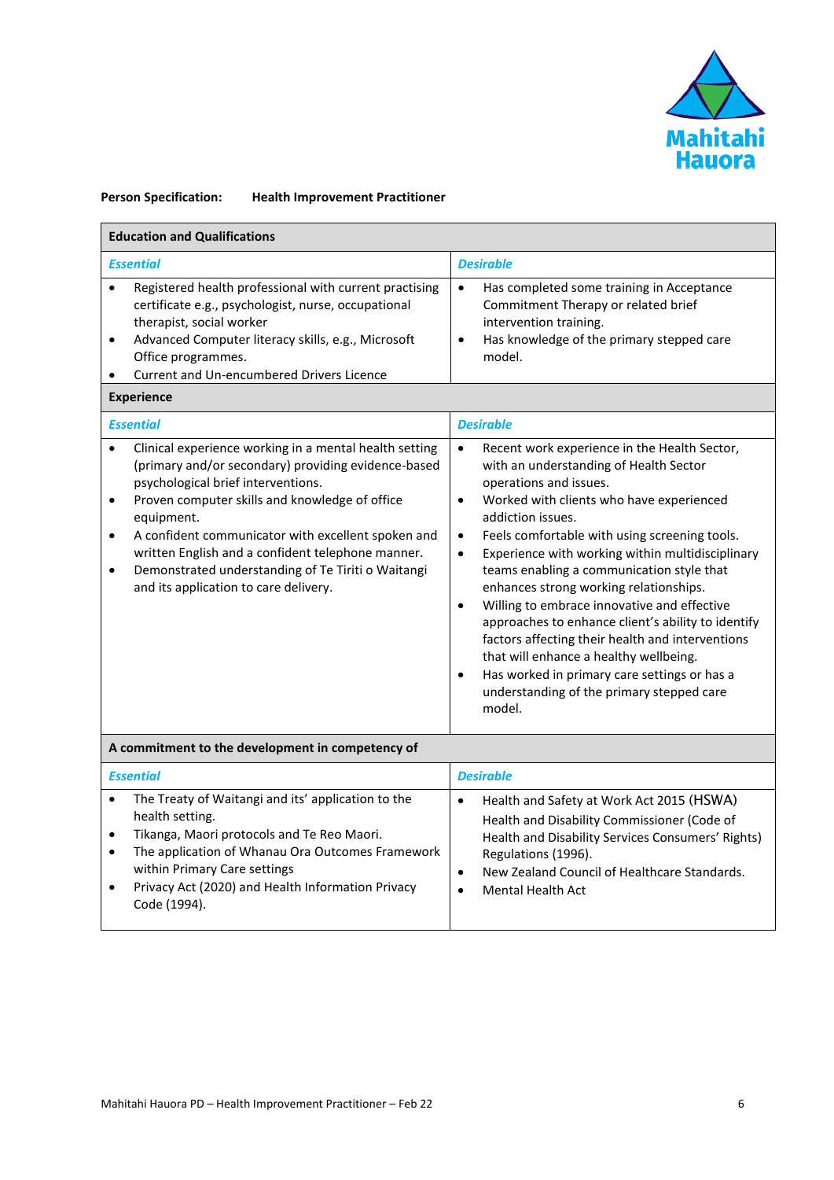**Person Specification: Health Improvement Practitioner**

| Education and Qualifications | |
|---|---|
| ***Essential*** | ***Desirable*** |
| • Registered health professional with current practising certificate e.g., psychologist, nurse, occupational therapist, social worker<br>• Advanced Computer literacy skills, e.g., Microsoft Office programmes.<br>• Current and Un-encumbered Drivers Licence | • Has completed some training in Acceptance Commitment Therapy or related brief intervention training.<br>• Has knowledge of the primary stepped care model. |
| **Experience** | |
| ***Essential*** | ***Desirable*** |
| • Clinical experience working in a mental health setting (primary and/or secondary) providing evidence-based psychological brief interventions.<br>• Proven computer skills and knowledge of office equipment.<br>• A confident communicator with excellent spoken and written English and a confident telephone manner.<br>• Demonstrated understanding of Te Tiriti o Waitangi and its application to care delivery. | • Recent work experience in the Health Sector, with an understanding of Health Sector operations and issues.<br>• Worked with clients who have experienced addiction issues.<br>• Feels comfortable with using screening tools.<br>• Experience with working within multidisciplinary teams enabling a communication style that enhances strong working relationships.<br>• Willing to embrace innovative and effective approaches to enhance client's ability to identify factors affecting their health and interventions that will enhance a healthy wellbeing.<br>• Has worked in primary care settings or has a understanding of the primary stepped care model. |
| **A commitment to the development in competency of** | |
| ***Essential*** | ***Desirable*** |
| • The Treaty of Waitangi and its' application to the health setting.<br>• Tikanga, Maori protocols and Te Reo Maori.<br>• The application of Whanau Ora Outcomes Framework within Primary Care settings<br>• Privacy Act (2020) and Health Information Privacy Code (1994). | • Health and Safety at Work Act 2015 (HSWA) Health and Disability Commissioner (Code of Health and Disability Services Consumers' Rights) Regulations (1996).<br>• New Zealand Council of Healthcare Standards.<br>• Mental Health Act |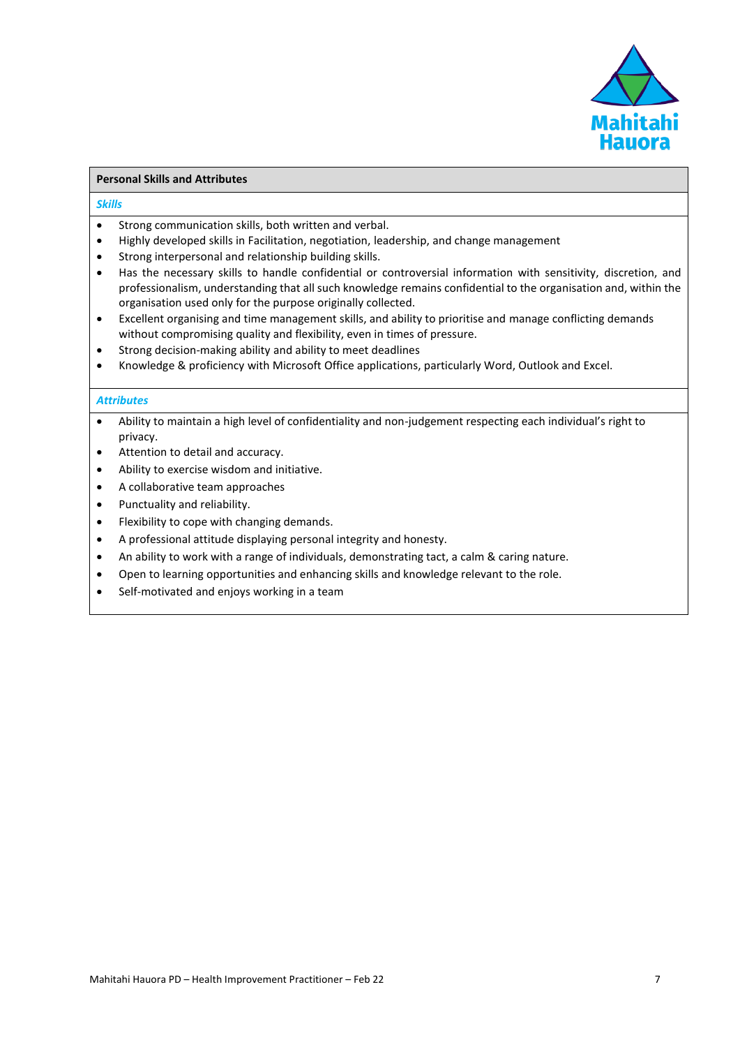## Personal Skills and Attributes

### *Skills*

- Strong communication skills, both written and verbal.
- Highly developed skills in Facilitation, negotiation, leadership, and change management
- Strong interpersonal and relationship building skills.
- Has the necessary skills to handle confidential or controversial information with sensitivity, discretion, and professionalism, understanding that all such knowledge remains confidential to the organisation and, within the organisation used only for the purpose originally collected.
- Excellent organising and time management skills, and ability to prioritise and manage conflicting demands without compromising quality and flexibility, even in times of pressure.
- Strong decision-making ability and ability to meet deadlines
- Knowledge & proficiency with Microsoft Office applications, particularly Word, Outlook and Excel.

### *Attributes*

- Ability to maintain a high level of confidentiality and non-judgement respecting each individual's right to privacy.
- Attention to detail and accuracy.
- Ability to exercise wisdom and initiative.
- A collaborative team approaches
- Punctuality and reliability.
- Flexibility to cope with changing demands.
- A professional attitude displaying personal integrity and honesty.
- An ability to work with a range of individuals, demonstrating tact, a calm & caring nature.
- Open to learning opportunities and enhancing skills and knowledge relevant to the role.
- Self-motivated and enjoys working in a team